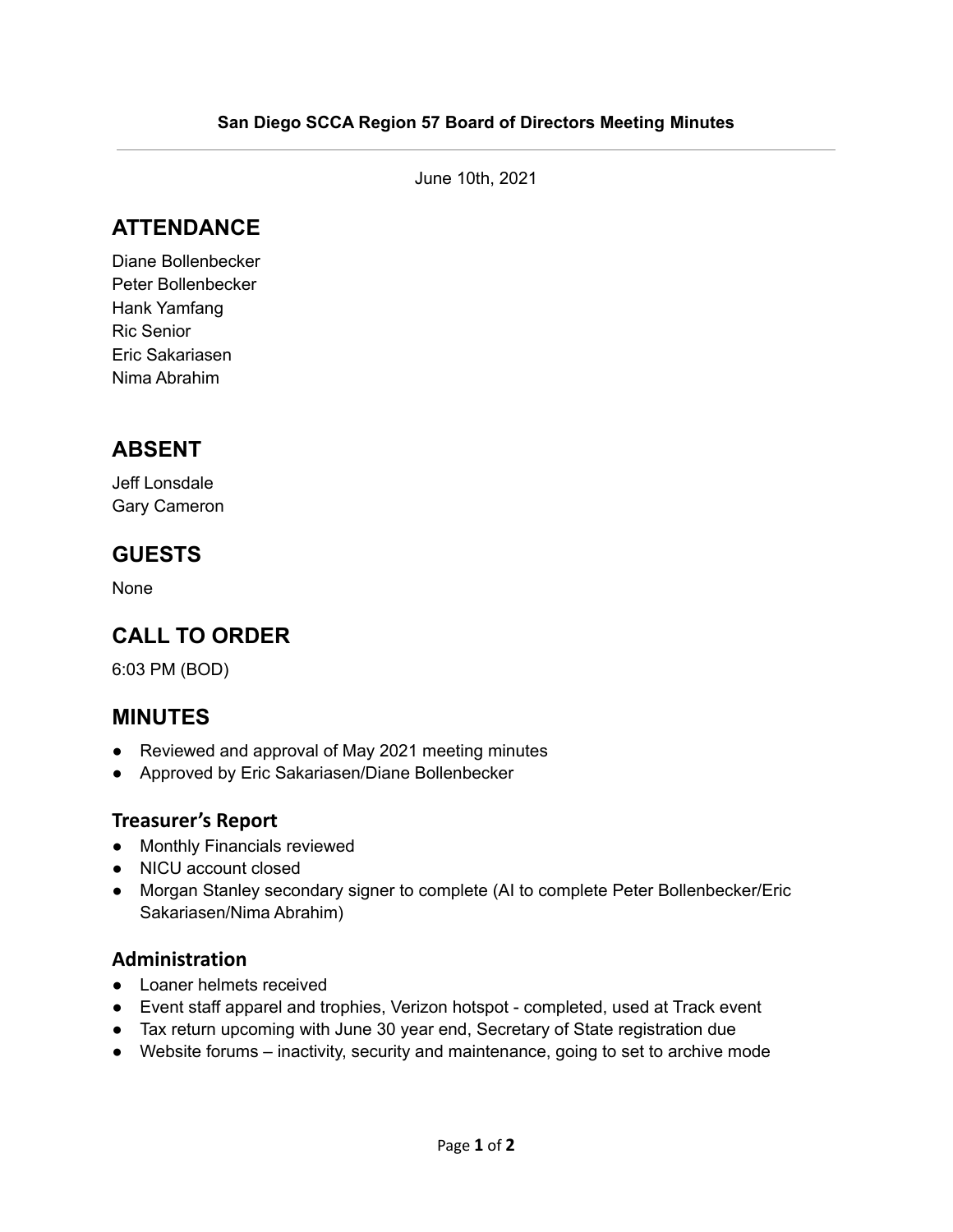**San Diego SCCA Region 57 Board of Directors Meeting Minutes**

---

June 10th, 2021

## ATTENDANCE

Diane Bollenbecker
Peter Bollenbecker
Hank Yamfang
Ric Senior
Eric Sakariasen
Nima Abrahim

## ABSENT

Jeff Lonsdale
Gary Cameron

## GUESTS

None

## CALL TO ORDER

6:03 PM (BOD)

## MINUTES

- Reviewed and approval of May 2021 meeting minutes
- Approved by Eric Sakariasen/Diane Bollenbecker

### Treasurer's Report

- Monthly Financials reviewed
- NICU account closed
- Morgan Stanley secondary signer to complete (AI to complete Peter Bollenbecker/Eric Sakariasen/Nima Abrahim)

### Administration

- Loaner helmets received
- Event staff apparel and trophies, Verizon hotspot - completed, used at Track event
- Tax return upcoming with June 30 year end, Secretary of State registration due
- Website forums – inactivity, security and maintenance, going to set to archive mode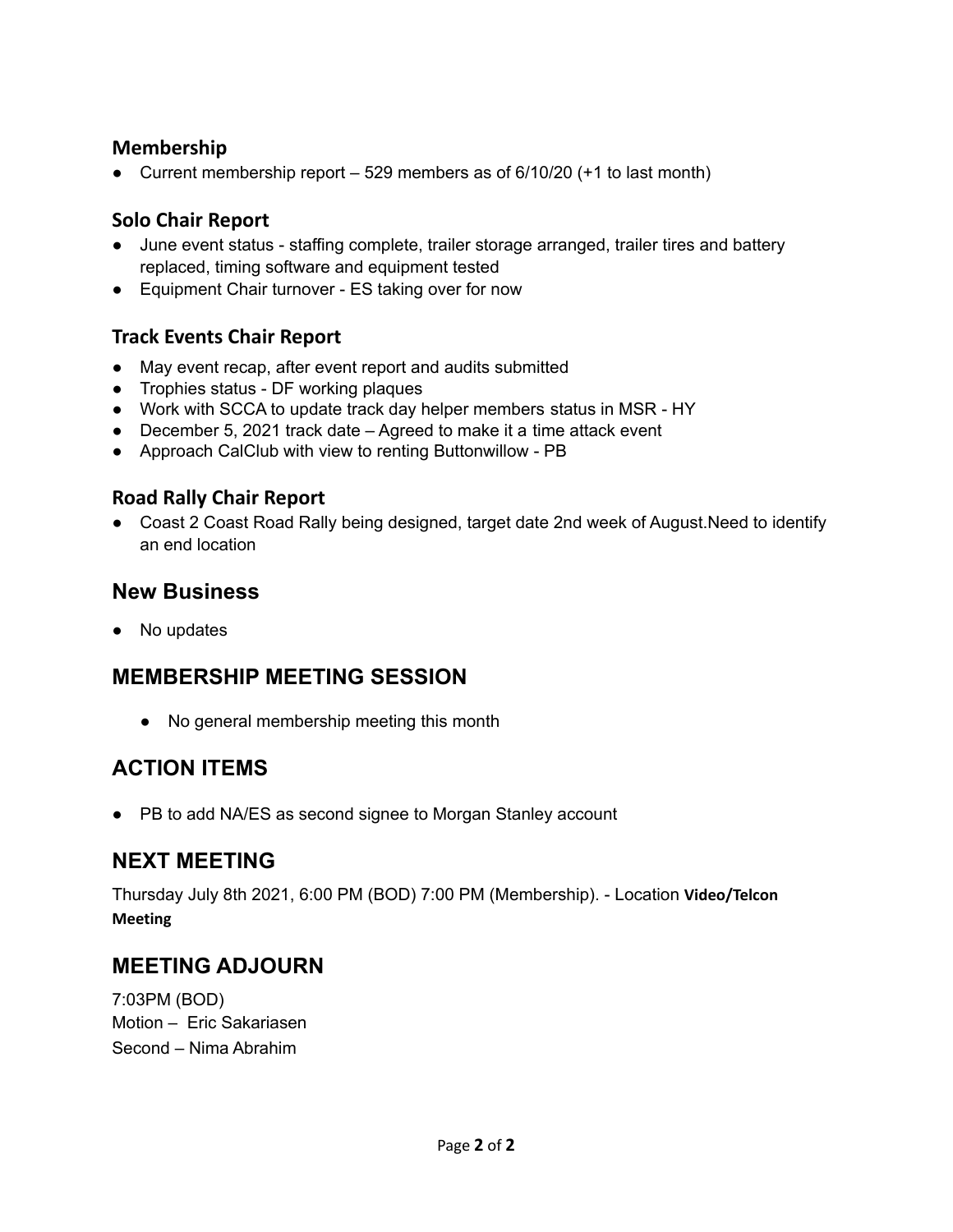### Membership

- Current membership report – 529 members as of 6/10/20 (+1 to last month)

### Solo Chair Report

- June event status - staffing complete, trailer storage arranged, trailer tires and battery replaced, timing software and equipment tested
- Equipment Chair turnover - ES taking over for now

### Track Events Chair Report

- May event recap, after event report and audits submitted
- Trophies status - DF working plaques
- Work with SCCA to update track day helper members status in MSR - HY
- December 5, 2021 track date – Agreed to make it a time attack event
- Approach CalClub with view to renting Buttonwillow - PB

### Road Rally Chair Report

- Coast 2 Coast Road Rally being designed, target date 2nd week of August.Need to identify an end location

## New Business

- No updates

## MEMBERSHIP MEETING SESSION

- No general membership meeting this month

## ACTION ITEMS

- PB to add NA/ES as second signee to Morgan Stanley account

## NEXT MEETING

Thursday July 8th 2021, 6:00 PM (BOD) 7:00 PM (Membership). - Location **Video/Telcon Meeting**

## MEETING ADJOURN

7:03PM (BOD)
Motion – Eric Sakariasen
Second – Nima Abrahim